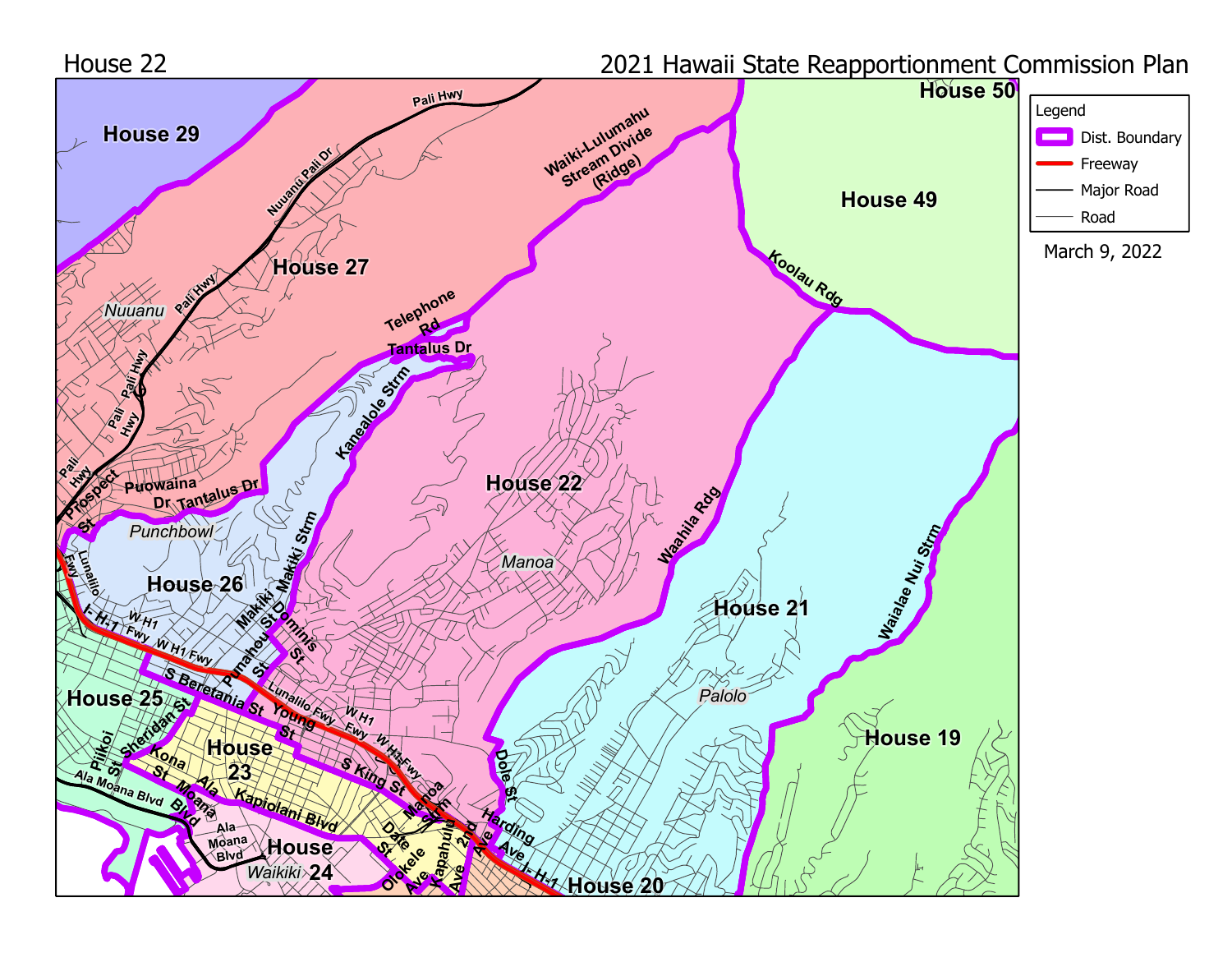House 22

2021 Hawaii State Reapportionment Commission Plan

**Legend**

- Dist. Boundary
- Freeway
- Major Road
- Road

March 9, 2022

**House 29**

**House 27**

**House 50**

**House 49**

**House 26**

**House 22**

**House 21**

**House 25**

**House 23**

**House 24**

**House 20**

**House 19**

Nuuanu

Punchbowl

Manoa

Palolo

Waikiki

Pali Hwy

Nuuanu Pali Dr

Waiki-Lulumahu Stream Divide (Ridge)

Koolau Rdg

Telephone Rd

Tantalus Dr

Kanealole Strm

Prospect St

Puowaina Dr

Lunalilo Fwy

Makiki Strm

Makiki St

Dominis St

Punahou St

W H1 Fwy

I- H-1 Fwy

S Beretania St

Young St

Sheridan St

Piikoi St

Kona St

Ala Moana Blvd

Kapiolani Blvd

S King St

Manoa Strm

Date St

Olokele Ave

Kapahulu Ave

2nd Ave

Harding Ave

Dole St

Waahila Rdg

Waialae Nui Strm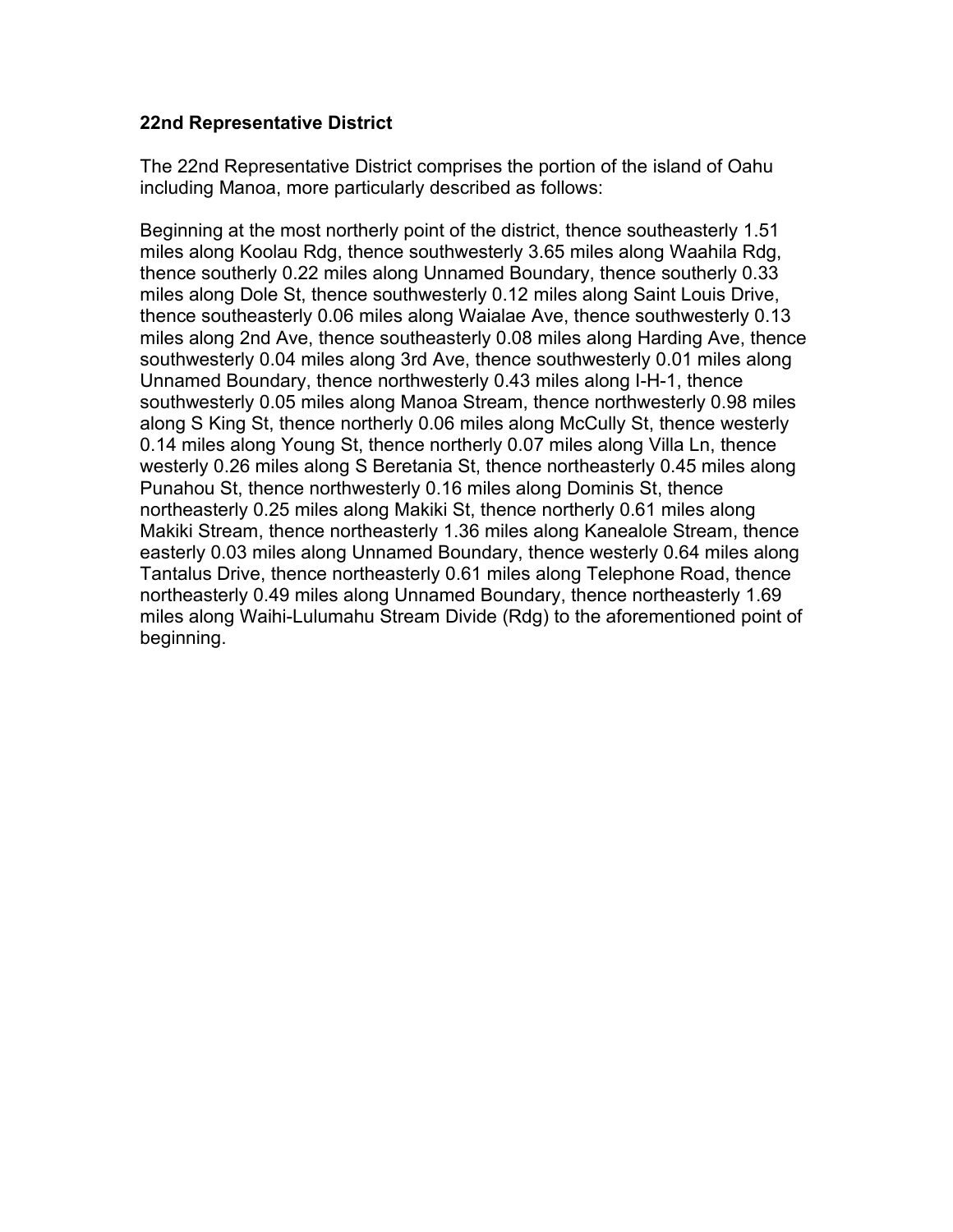**22nd Representative District**

The 22nd Representative District comprises the portion of the island of Oahu including Manoa, more particularly described as follows:

Beginning at the most northerly point of the district, thence southeasterly 1.51 miles along Koolau Rdg, thence southwesterly 3.65 miles along Waahila Rdg, thence southerly 0.22 miles along Unnamed Boundary, thence southerly 0.33 miles along Dole St, thence southwesterly 0.12 miles along Saint Louis Drive, thence southeasterly 0.06 miles along Waialae Ave, thence southwesterly 0.13 miles along 2nd Ave, thence southeasterly 0.08 miles along Harding Ave, thence southwesterly 0.04 miles along 3rd Ave, thence southwesterly 0.01 miles along Unnamed Boundary, thence northwesterly 0.43 miles along I-H-1, thence southwesterly 0.05 miles along Manoa Stream, thence northwesterly 0.98 miles along S King St, thence northerly 0.06 miles along McCully St, thence westerly 0.14 miles along Young St, thence northerly 0.07 miles along Villa Ln, thence westerly 0.26 miles along S Beretania St, thence northeasterly 0.45 miles along Punahou St, thence northwesterly 0.16 miles along Dominis St, thence northeasterly 0.25 miles along Makiki St, thence northerly 0.61 miles along Makiki Stream, thence northeasterly 1.36 miles along Kanealole Stream, thence easterly 0.03 miles along Unnamed Boundary, thence westerly 0.64 miles along Tantalus Drive, thence northeasterly 0.61 miles along Telephone Road, thence northeasterly 0.49 miles along Unnamed Boundary, thence northeasterly 1.69 miles along Waihi-Lulumahu Stream Divide (Rdg) to the aforementioned point of beginning.